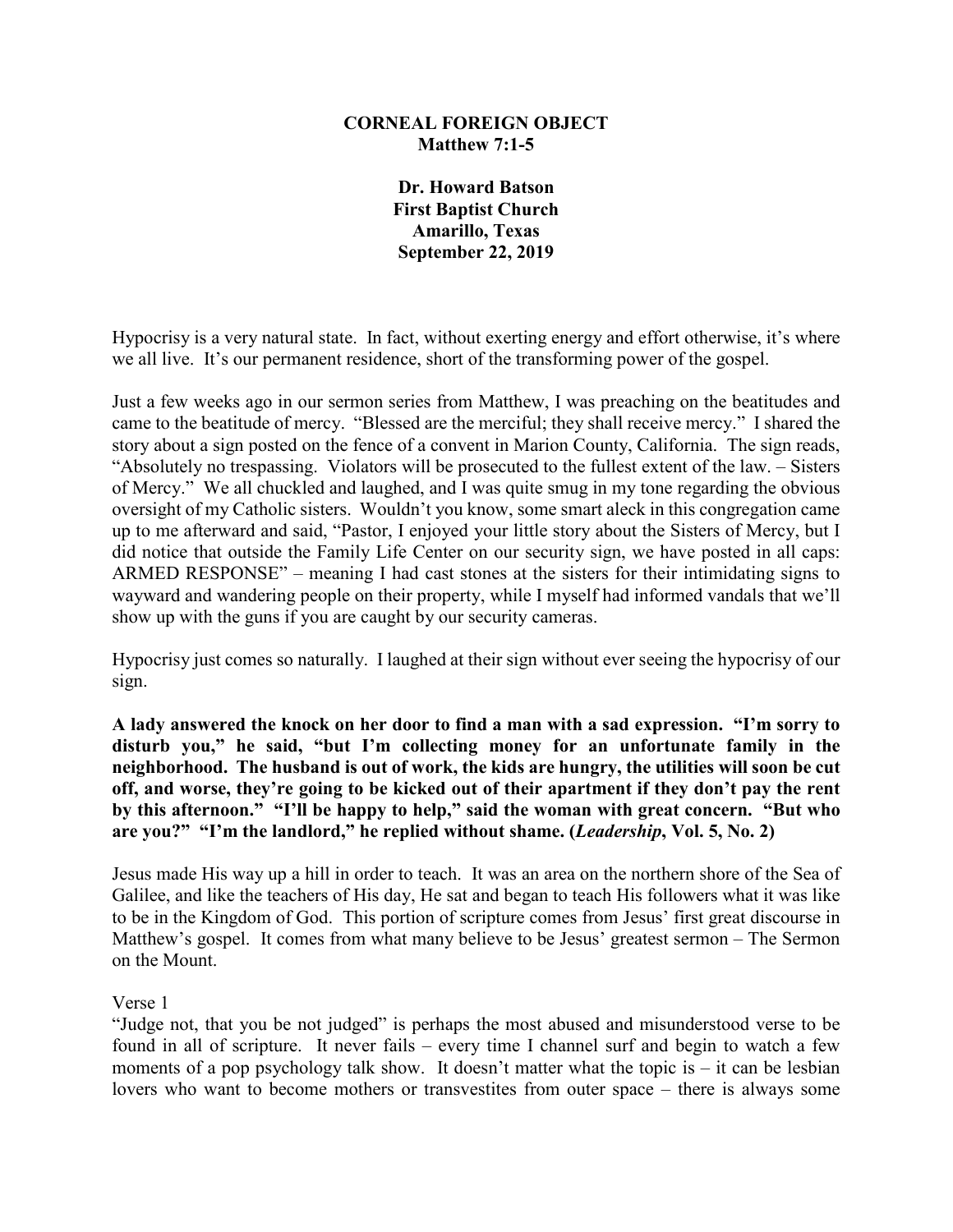# CORNEAL FOREIGN OBJECT
## Matthew 7:1-5

**Dr. Howard Batson**
**First Baptist Church**
**Amarillo, Texas**
**September 22, 2019**

Hypocrisy is a very natural state. In fact, without exerting energy and effort otherwise, it's where we all live. It's our permanent residence, short of the transforming power of the gospel.

Just a few weeks ago in our sermon series from Matthew, I was preaching on the beatitudes and came to the beatitude of mercy. "Blessed are the merciful; they shall receive mercy." I shared the story about a sign posted on the fence of a convent in Marion County, California. The sign reads, "Absolutely no trespassing. Violators will be prosecuted to the fullest extent of the law. – Sisters of Mercy." We all chuckled and laughed, and I was quite smug in my tone regarding the obvious oversight of my Catholic sisters. Wouldn't you know, some smart aleck in this congregation came up to me afterward and said, "Pastor, I enjoyed your little story about the Sisters of Mercy, but I did notice that outside the Family Life Center on our security sign, we have posted in all caps: ARMED RESPONSE" – meaning I had cast stones at the sisters for their intimidating signs to wayward and wandering people on their property, while I myself had informed vandals that we'll show up with the guns if you are caught by our security cameras.

Hypocrisy just comes so naturally. I laughed at their sign without ever seeing the hypocrisy of our sign.

**A lady answered the knock on her door to find a man with a sad expression. "I'm sorry to disturb you," he said, "but I'm collecting money for an unfortunate family in the neighborhood. The husband is out of work, the kids are hungry, the utilities will soon be cut off, and worse, they're going to be kicked out of their apartment if they don't pay the rent by this afternoon." "I'll be happy to help," said the woman with great concern. "But who are you?" "I'm the landlord," he replied without shame. (*Leadership*, Vol. 5, No. 2)**

Jesus made His way up a hill in order to teach. It was an area on the northern shore of the Sea of Galilee, and like the teachers of His day, He sat and began to teach His followers what it was like to be in the Kingdom of God. This portion of scripture comes from Jesus' first great discourse in Matthew's gospel. It comes from what many believe to be Jesus' greatest sermon – The Sermon on the Mount.

Verse 1

"Judge not, that you be not judged" is perhaps the most abused and misunderstood verse to be found in all of scripture. It never fails – every time I channel surf and begin to watch a few moments of a pop psychology talk show. It doesn't matter what the topic is – it can be lesbian lovers who want to become mothers or transvestites from outer space – there is always some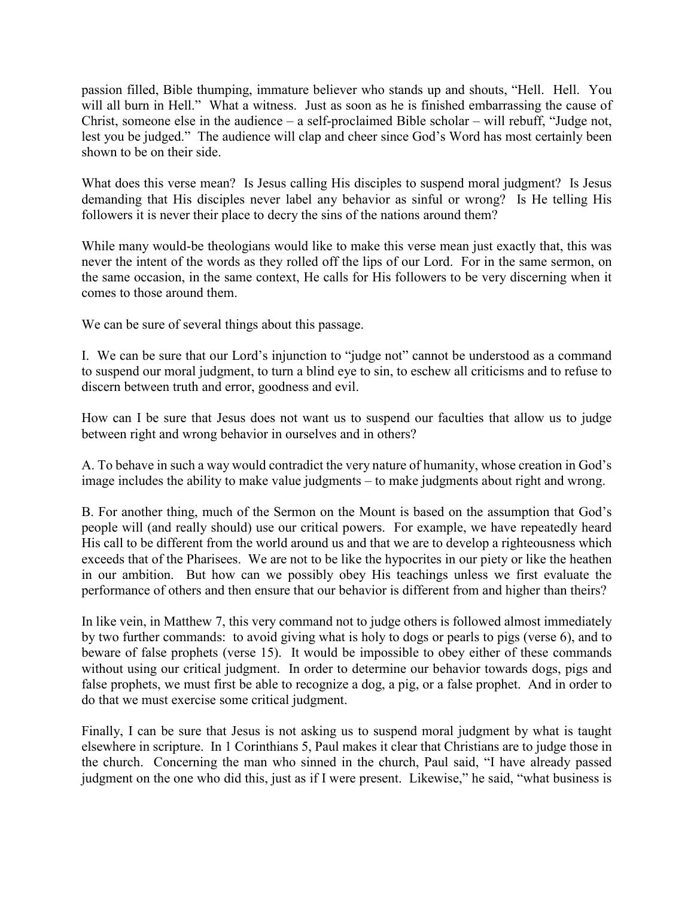passion filled, Bible thumping, immature believer who stands up and shouts, "Hell. Hell. You will all burn in Hell." What a witness. Just as soon as he is finished embarrassing the cause of Christ, someone else in the audience – a self-proclaimed Bible scholar – will rebuff, "Judge not, lest you be judged." The audience will clap and cheer since God's Word has most certainly been shown to be on their side.

What does this verse mean? Is Jesus calling His disciples to suspend moral judgment? Is Jesus demanding that His disciples never label any behavior as sinful or wrong? Is He telling His followers it is never their place to decry the sins of the nations around them?

While many would-be theologians would like to make this verse mean just exactly that, this was never the intent of the words as they rolled off the lips of our Lord. For in the same sermon, on the same occasion, in the same context, He calls for His followers to be very discerning when it comes to those around them.

We can be sure of several things about this passage.

I. We can be sure that our Lord's injunction to "judge not" cannot be understood as a command to suspend our moral judgment, to turn a blind eye to sin, to eschew all criticisms and to refuse to discern between truth and error, goodness and evil.

How can I be sure that Jesus does not want us to suspend our faculties that allow us to judge between right and wrong behavior in ourselves and in others?

A. To behave in such a way would contradict the very nature of humanity, whose creation in God's image includes the ability to make value judgments – to make judgments about right and wrong.

B. For another thing, much of the Sermon on the Mount is based on the assumption that God's people will (and really should) use our critical powers. For example, we have repeatedly heard His call to be different from the world around us and that we are to develop a righteousness which exceeds that of the Pharisees. We are not to be like the hypocrites in our piety or like the heathen in our ambition. But how can we possibly obey His teachings unless we first evaluate the performance of others and then ensure that our behavior is different from and higher than theirs?

In like vein, in Matthew 7, this very command not to judge others is followed almost immediately by two further commands: to avoid giving what is holy to dogs or pearls to pigs (verse 6), and to beware of false prophets (verse 15). It would be impossible to obey either of these commands without using our critical judgment. In order to determine our behavior towards dogs, pigs and false prophets, we must first be able to recognize a dog, a pig, or a false prophet. And in order to do that we must exercise some critical judgment.

Finally, I can be sure that Jesus is not asking us to suspend moral judgment by what is taught elsewhere in scripture. In 1 Corinthians 5, Paul makes it clear that Christians are to judge those in the church. Concerning the man who sinned in the church, Paul said, "I have already passed judgment on the one who did this, just as if I were present. Likewise," he said, "what business is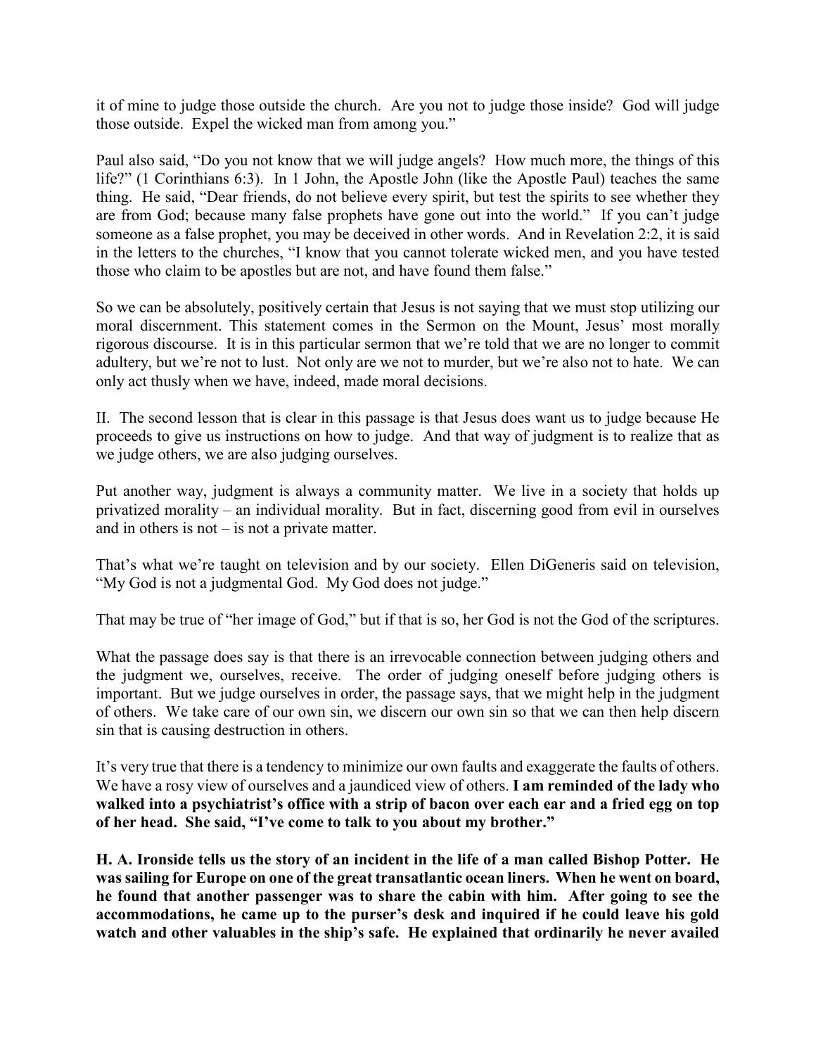it of mine to judge those outside the church. Are you not to judge those inside? God will judge those outside. Expel the wicked man from among you."

Paul also said, "Do you not know that we will judge angels? How much more, the things of this life?" (1 Corinthians 6:3). In 1 John, the Apostle John (like the Apostle Paul) teaches the same thing. He said, "Dear friends, do not believe every spirit, but test the spirits to see whether they are from God; because many false prophets have gone out into the world." If you can't judge someone as a false prophet, you may be deceived in other words. And in Revelation 2:2, it is said in the letters to the churches, "I know that you cannot tolerate wicked men, and you have tested those who claim to be apostles but are not, and have found them false."

So we can be absolutely, positively certain that Jesus is not saying that we must stop utilizing our moral discernment. This statement comes in the Sermon on the Mount, Jesus' most morally rigorous discourse. It is in this particular sermon that we're told that we are no longer to commit adultery, but we're not to lust. Not only are we not to murder, but we're also not to hate. We can only act thusly when we have, indeed, made moral decisions.

II. The second lesson that is clear in this passage is that Jesus does want us to judge because He proceeds to give us instructions on how to judge. And that way of judgment is to realize that as we judge others, we are also judging ourselves.

Put another way, judgment is always a community matter. We live in a society that holds up privatized morality – an individual morality. But in fact, discerning good from evil in ourselves and in others is not – is not a private matter.

That's what we're taught on television and by our society. Ellen DiGeneris said on television, "My God is not a judgmental God. My God does not judge."

That may be true of "her image of God," but if that is so, her God is not the God of the scriptures.

What the passage does say is that there is an irrevocable connection between judging others and the judgment we, ourselves, receive. The order of judging oneself before judging others is important. But we judge ourselves in order, the passage says, that we might help in the judgment of others. We take care of our own sin, we discern our own sin so that we can then help discern sin that is causing destruction in others.

It's very true that there is a tendency to minimize our own faults and exaggerate the faults of others. We have a rosy view of ourselves and a jaundiced view of others. **I am reminded of the lady who walked into a psychiatrist's office with a strip of bacon over each ear and a fried egg on top of her head. She said, "I've come to talk to you about my brother."**

**H. A. Ironside tells us the story of an incident in the life of a man called Bishop Potter. He was sailing for Europe on one of the great transatlantic ocean liners. When he went on board, he found that another passenger was to share the cabin with him. After going to see the accommodations, he came up to the purser's desk and inquired if he could leave his gold watch and other valuables in the ship's safe. He explained that ordinarily he never availed**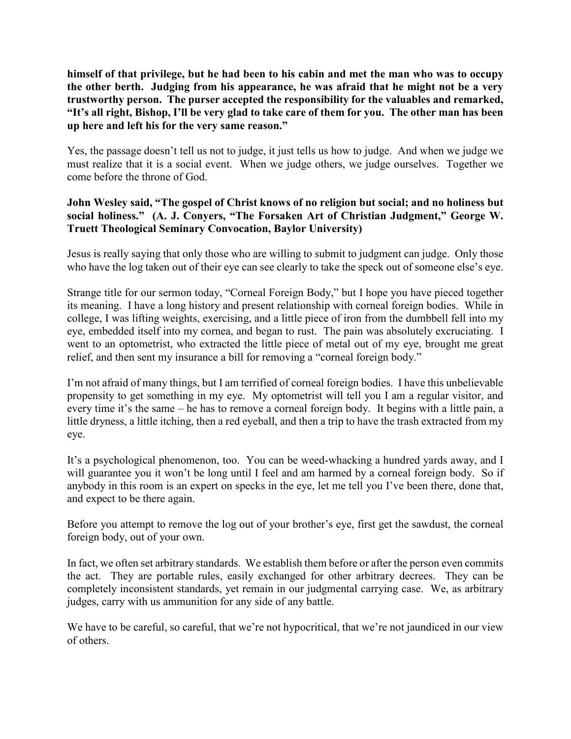**himself of that privilege, but he had been to his cabin and met the man who was to occupy the other berth. Judging from his appearance, he was afraid that he might not be a very trustworthy person. The purser accepted the responsibility for the valuables and remarked, "It's all right, Bishop, I'll be very glad to take care of them for you. The other man has been up here and left his for the very same reason."**

Yes, the passage doesn't tell us not to judge, it just tells us how to judge. And when we judge we must realize that it is a social event. When we judge others, we judge ourselves. Together we come before the throne of God.

**John Wesley said, "The gospel of Christ knows of no religion but social; and no holiness but social holiness." (A. J. Conyers, "The Forsaken Art of Christian Judgment," George W. Truett Theological Seminary Convocation, Baylor University)**

Jesus is really saying that only those who are willing to submit to judgment can judge. Only those who have the log taken out of their eye can see clearly to take the speck out of someone else's eye.

Strange title for our sermon today, "Corneal Foreign Body," but I hope you have pieced together its meaning. I have a long history and present relationship with corneal foreign bodies. While in college, I was lifting weights, exercising, and a little piece of iron from the dumbbell fell into my eye, embedded itself into my cornea, and began to rust. The pain was absolutely excruciating. I went to an optometrist, who extracted the little piece of metal out of my eye, brought me great relief, and then sent my insurance a bill for removing a "corneal foreign body."

I'm not afraid of many things, but I am terrified of corneal foreign bodies. I have this unbelievable propensity to get something in my eye. My optometrist will tell you I am a regular visitor, and every time it's the same – he has to remove a corneal foreign body. It begins with a little pain, a little dryness, a little itching, then a red eyeball, and then a trip to have the trash extracted from my eye.

It's a psychological phenomenon, too. You can be weed-whacking a hundred yards away, and I will guarantee you it won't be long until I feel and am harmed by a corneal foreign body. So if anybody in this room is an expert on specks in the eye, let me tell you I've been there, done that, and expect to be there again.

Before you attempt to remove the log out of your brother's eye, first get the sawdust, the corneal foreign body, out of your own.

In fact, we often set arbitrary standards. We establish them before or after the person even commits the act. They are portable rules, easily exchanged for other arbitrary decrees. They can be completely inconsistent standards, yet remain in our judgmental carrying case. We, as arbitrary judges, carry with us ammunition for any side of any battle.

We have to be careful, so careful, that we're not hypocritical, that we're not jaundiced in our view of others.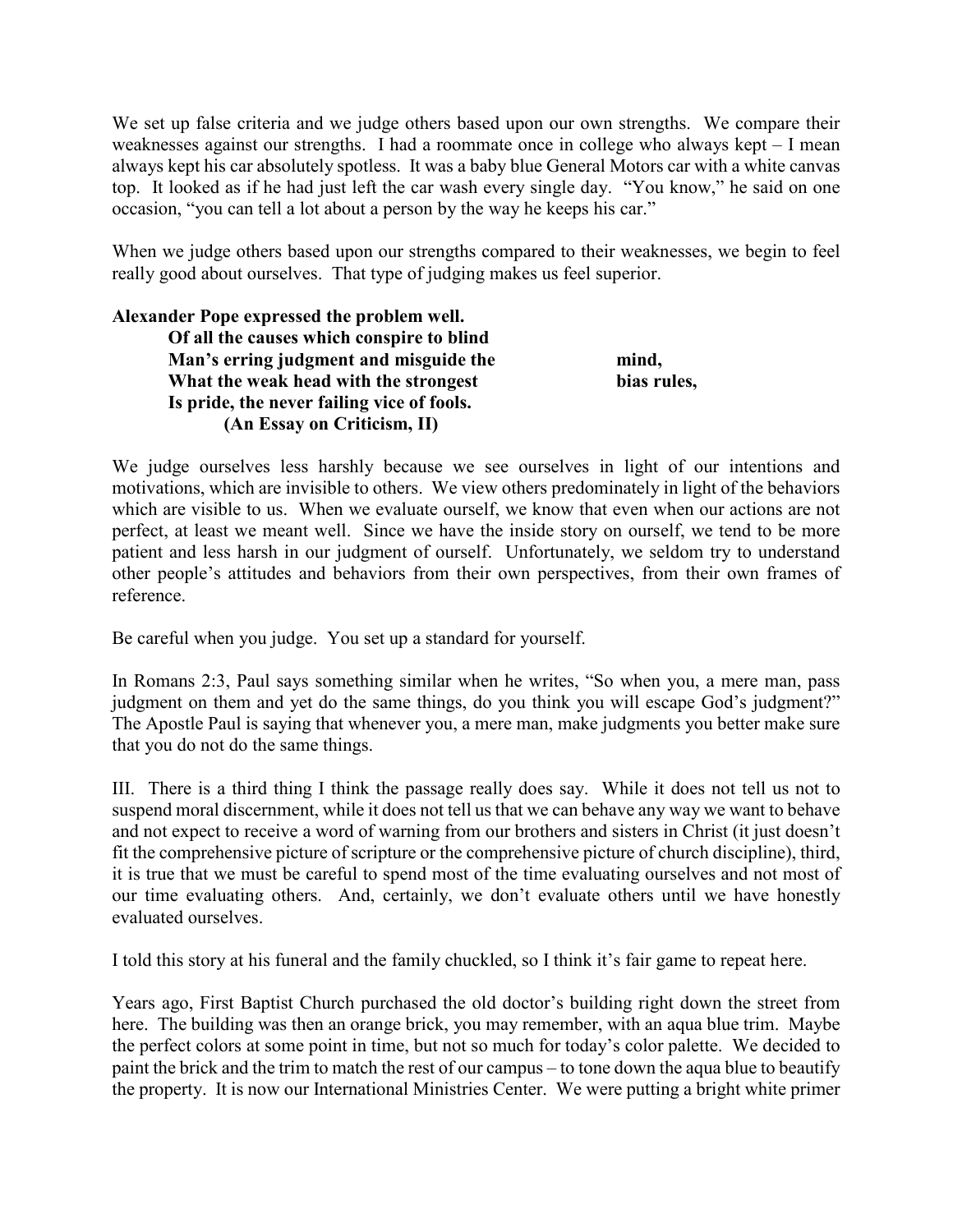We set up false criteria and we judge others based upon our own strengths. We compare their weaknesses against our strengths. I had a roommate once in college who always kept – I mean always kept his car absolutely spotless. It was a baby blue General Motors car with a white canvas top. It looked as if he had just left the car wash every single day. "You know," he said on one occasion, "you can tell a lot about a person by the way he keeps his car."

When we judge others based upon our strengths compared to their weaknesses, we begin to feel really good about ourselves. That type of judging makes us feel superior.

**Alexander Pope expressed the problem well.**

> **Of all the causes which conspire to blind**
> **Man's erring judgment and misguide the mind,**
> **What the weak head with the strongest bias rules,**
> **Is pride, the never failing vice of fools.**
> **(An Essay on Criticism, II)**

We judge ourselves less harshly because we see ourselves in light of our intentions and motivations, which are invisible to others. We view others predominately in light of the behaviors which are visible to us. When we evaluate ourself, we know that even when our actions are not perfect, at least we meant well. Since we have the inside story on ourself, we tend to be more patient and less harsh in our judgment of ourself. Unfortunately, we seldom try to understand other people's attitudes and behaviors from their own perspectives, from their own frames of reference.

Be careful when you judge. You set up a standard for yourself.

In Romans 2:3, Paul says something similar when he writes, "So when you, a mere man, pass judgment on them and yet do the same things, do you think you will escape God's judgment?" The Apostle Paul is saying that whenever you, a mere man, make judgments you better make sure that you do not do the same things.

III. There is a third thing I think the passage really does say. While it does not tell us not to suspend moral discernment, while it does not tell us that we can behave any way we want to behave and not expect to receive a word of warning from our brothers and sisters in Christ (it just doesn't fit the comprehensive picture of scripture or the comprehensive picture of church discipline), third, it is true that we must be careful to spend most of the time evaluating ourselves and not most of our time evaluating others. And, certainly, we don't evaluate others until we have honestly evaluated ourselves.

I told this story at his funeral and the family chuckled, so I think it's fair game to repeat here.

Years ago, First Baptist Church purchased the old doctor's building right down the street from here. The building was then an orange brick, you may remember, with an aqua blue trim. Maybe the perfect colors at some point in time, but not so much for today's color palette. We decided to paint the brick and the trim to match the rest of our campus – to tone down the aqua blue to beautify the property. It is now our International Ministries Center. We were putting a bright white primer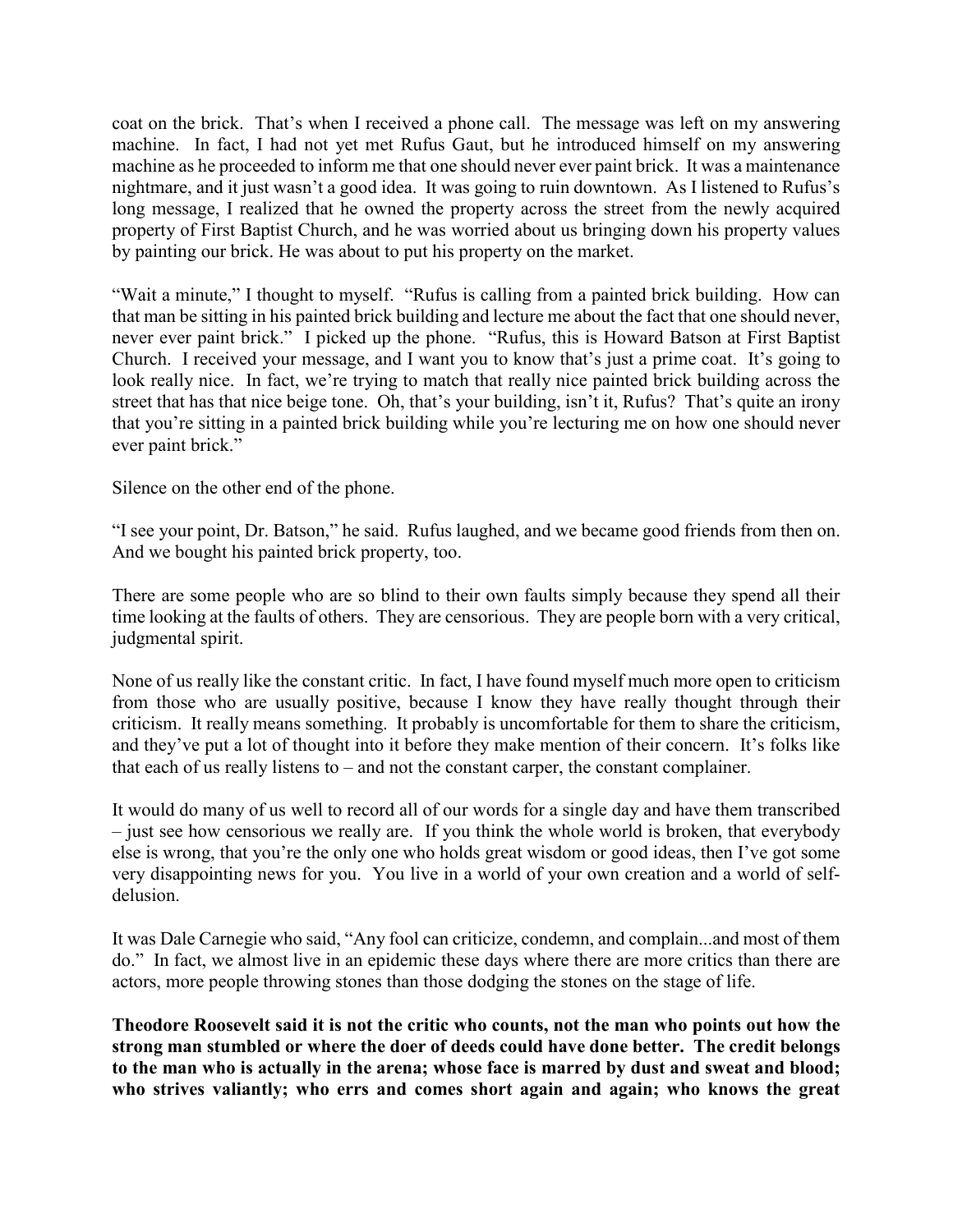coat on the brick. That's when I received a phone call. The message was left on my answering machine. In fact, I had not yet met Rufus Gaut, but he introduced himself on my answering machine as he proceeded to inform me that one should never ever paint brick. It was a maintenance nightmare, and it just wasn't a good idea. It was going to ruin downtown. As I listened to Rufus's long message, I realized that he owned the property across the street from the newly acquired property of First Baptist Church, and he was worried about us bringing down his property values by painting our brick. He was about to put his property on the market.

"Wait a minute," I thought to myself. "Rufus is calling from a painted brick building. How can that man be sitting in his painted brick building and lecture me about the fact that one should never, never ever paint brick." I picked up the phone. "Rufus, this is Howard Batson at First Baptist Church. I received your message, and I want you to know that's just a prime coat. It's going to look really nice. In fact, we're trying to match that really nice painted brick building across the street that has that nice beige tone. Oh, that's your building, isn't it, Rufus? That's quite an irony that you're sitting in a painted brick building while you're lecturing me on how one should never ever paint brick."

Silence on the other end of the phone.

"I see your point, Dr. Batson," he said. Rufus laughed, and we became good friends from then on. And we bought his painted brick property, too.

There are some people who are so blind to their own faults simply because they spend all their time looking at the faults of others. They are censorious. They are people born with a very critical, judgmental spirit.

None of us really like the constant critic. In fact, I have found myself much more open to criticism from those who are usually positive, because I know they have really thought through their criticism. It really means something. It probably is uncomfortable for them to share the criticism, and they've put a lot of thought into it before they make mention of their concern. It's folks like that each of us really listens to – and not the constant carper, the constant complainer.

It would do many of us well to record all of our words for a single day and have them transcribed – just see how censorious we really are. If you think the whole world is broken, that everybody else is wrong, that you're the only one who holds great wisdom or good ideas, then I've got some very disappointing news for you. You live in a world of your own creation and a world of self-delusion.

It was Dale Carnegie who said, "Any fool can criticize, condemn, and complain...and most of them do." In fact, we almost live in an epidemic these days where there are more critics than there are actors, more people throwing stones than those dodging the stones on the stage of life.

**Theodore Roosevelt said it is not the critic who counts, not the man who points out how the strong man stumbled or where the doer of deeds could have done better. The credit belongs to the man who is actually in the arena; whose face is marred by dust and sweat and blood; who strives valiantly; who errs and comes short again and again; who knows the great**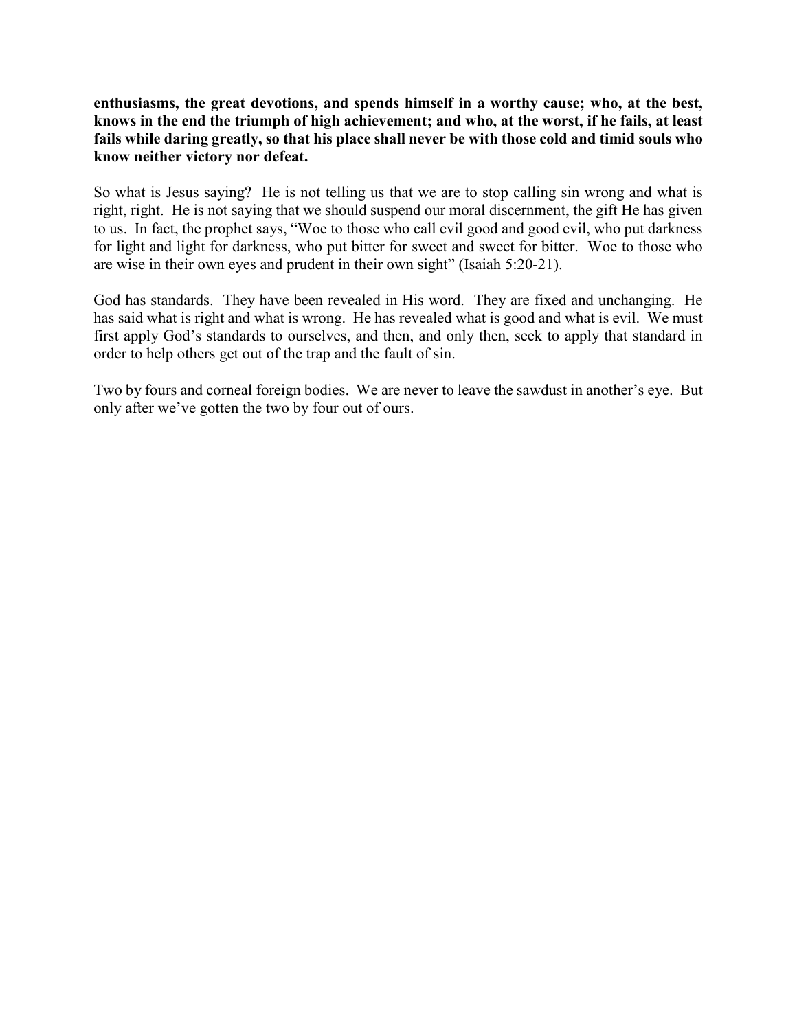**enthusiasms, the great devotions, and spends himself in a worthy cause; who, at the best, knows in the end the triumph of high achievement; and who, at the worst, if he fails, at least fails while daring greatly, so that his place shall never be with those cold and timid souls who know neither victory nor defeat.**

So what is Jesus saying? He is not telling us that we are to stop calling sin wrong and what is right, right. He is not saying that we should suspend our moral discernment, the gift He has given to us. In fact, the prophet says, "Woe to those who call evil good and good evil, who put darkness for light and light for darkness, who put bitter for sweet and sweet for bitter. Woe to those who are wise in their own eyes and prudent in their own sight" (Isaiah 5:20-21).

God has standards. They have been revealed in His word. They are fixed and unchanging. He has said what is right and what is wrong. He has revealed what is good and what is evil. We must first apply God's standards to ourselves, and then, and only then, seek to apply that standard in order to help others get out of the trap and the fault of sin.

Two by fours and corneal foreign bodies. We are never to leave the sawdust in another's eye. But only after we've gotten the two by four out of ours.